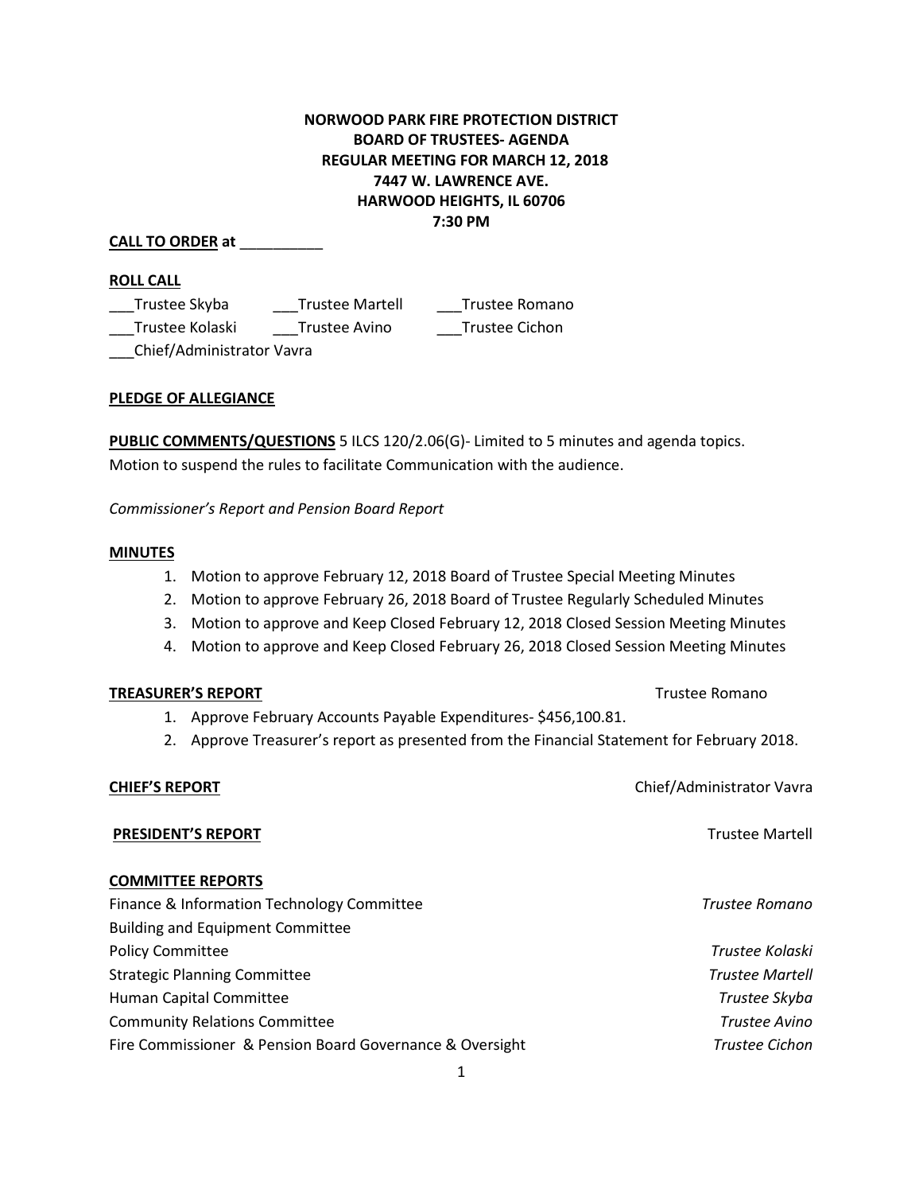**NORWOOD PARK FIRE PROTECTION DISTRICT**
**BOARD OF TRUSTEES- AGENDA**
**REGULAR MEETING FOR MARCH 12, 2018**
**7447 W. LAWRENCE AVE.**
**HARWOOD HEIGHTS, IL 60706**
**7:30 PM**

**CALL TO ORDER at** __________

**ROLL CALL**

___Trustee Skyba ___Trustee Martell ___Trustee Romano
___Trustee Kolaski ___Trustee Avino ___Trustee Cichon
___Chief/Administrator Vavra

**PLEDGE OF ALLEGIANCE**

**PUBLIC COMMENTS/QUESTIONS** 5 ILCS 120/2.06(G)- Limited to 5 minutes and agenda topics.
Motion to suspend the rules to facilitate Communication with the audience.

*Commissioner's Report and Pension Board Report*

**MINUTES**

1. Motion to approve February 12, 2018 Board of Trustee Special Meeting Minutes
2. Motion to approve February 26, 2018 Board of Trustee Regularly Scheduled Minutes
3. Motion to approve and Keep Closed February 12, 2018 Closed Session Meeting Minutes
4. Motion to approve and Keep Closed February 26, 2018 Closed Session Meeting Minutes

**TREASURER'S REPORT** — Trustee Romano

1. Approve February Accounts Payable Expenditures- $456,100.81.
2. Approve Treasurer's report as presented from the Financial Statement for February 2018.

**CHIEF'S REPORT** — Chief/Administrator Vavra

**PRESIDENT'S REPORT** — Trustee Martell

**COMMITTEE REPORTS**

Finance & Information Technology Committee — *Trustee Romano*
Building and Equipment Committee
Policy Committee — *Trustee Kolaski*
Strategic Planning Committee — *Trustee Martell*
Human Capital Committee — *Trustee Skyba*
Community Relations Committee — *Trustee Avino*
Fire Commissioner & Pension Board Governance & Oversight — *Trustee Cichon*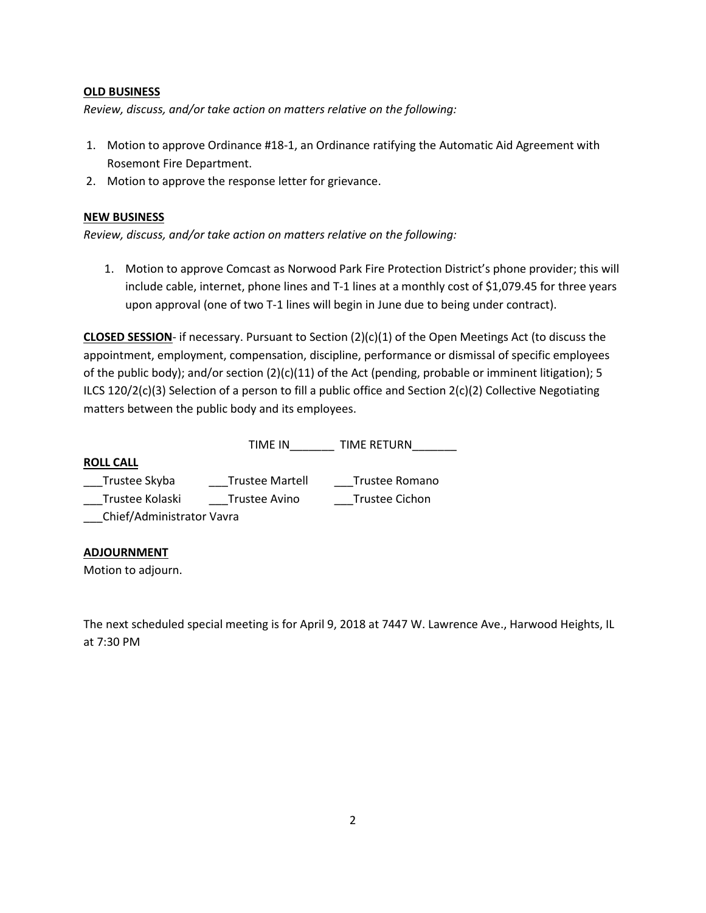**OLD BUSINESS**

*Review, discuss, and/or take action on matters relative on the following:*

1. Motion to approve Ordinance #18-1, an Ordinance ratifying the Automatic Aid Agreement with Rosemont Fire Department.
2. Motion to approve the response letter for grievance.

**NEW BUSINESS**

*Review, discuss, and/or take action on matters relative on the following:*

1. Motion to approve Comcast as Norwood Park Fire Protection District's phone provider; this will include cable, internet, phone lines and T-1 lines at a monthly cost of $1,079.45 for three years upon approval (one of two T-1 lines will begin in June due to being under contract).

**CLOSED SESSION**- if necessary. Pursuant to Section (2)(c)(1) of the Open Meetings Act (to discuss the appointment, employment, compensation, discipline, performance or dismissal of specific employees of the public body); and/or section (2)(c)(11) of the Act (pending, probable or imminent litigation); 5 ILCS 120/2(c)(3) Selection of a person to fill a public office and Section 2(c)(2) Collective Negotiating matters between the public body and its employees.

TIME IN_______ TIME RETURN_______

**ROLL CALL**

___Trustee Skyba ___Trustee Martell ___Trustee Romano

___Trustee Kolaski ___Trustee Avino ___Trustee Cichon

___Chief/Administrator Vavra

**ADJOURNMENT**

Motion to adjourn.

The next scheduled special meeting is for April 9, 2018 at 7447 W. Lawrence Ave., Harwood Heights, IL at 7:30 PM